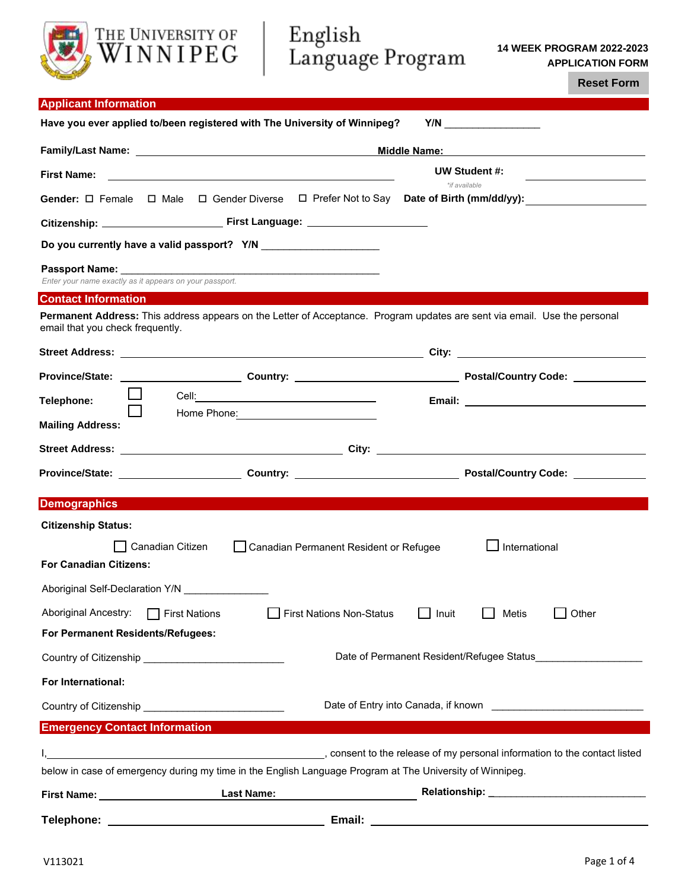The University of Winnipeg | English Language Program

**14 WEEK PROGRAM 2022-2023**
**APPLICATION FORM**

Reset Form

## Applicant Information

**Have you ever applied to/been registered with The University of Winnipeg?** **Y/N** _______________

**Family/Last Name:** ______________________ **Middle Name:** ______________________

**First Name:** ______________________ **UW Student #:** ______________________
*\*if available*

**Gender:** ☐ Female ☐ Male ☐ Gender Diverse ☐ Prefer Not to Say **Date of Birth (mm/dd/yy):** ______________

**Citizenship:** ______________ **First Language:** ______________

**Do you currently have a valid passport? Y/N** ______________

**Passport Name:** ______________________
*Enter your name exactly as it appears on your passport.*

## Contact Information

**Permanent Address:** This address appears on the Letter of Acceptance. Program updates are sent via email. Use the personal email that you check frequently.

**Street Address:** ______________________ **City:** ______________

**Province/State:** ______________ **Country:** ______________ **Postal/Country Code:** ______________

**Telephone:** ☐ Cell: ______________ ☐ Home Phone: ______________ **Email:** ______________

**Mailing Address:**

**Street Address:** ______________________ **City:** ______________

**Province/State:** ______________ **Country:** ______________ **Postal/Country Code:** ______________

## Demographics

**Citizenship Status:**

☐ Canadian Citizen ☐ Canadian Permanent Resident or Refugee ☐ International

**For Canadian Citizens:**

Aboriginal Self-Declaration Y/N ______________

Aboriginal Ancestry: ☐ First Nations ☐ First Nations Non-Status ☐ Inuit ☐ Metis ☐ Other

**For Permanent Residents/Refugees:**

Country of Citizenship ______________ Date of Permanent Resident/Refugee Status______________

**For International:**

Country of Citizenship ______________ Date of Entry into Canada, if known ______________

## Emergency Contact Information

I,______________________, consent to the release of my personal information to the contact listed below in case of emergency during my time in the English Language Program at The University of Winnipeg.

**First Name:** ______________ **Last Name:** ______________ **Relationship:** ______________

**Telephone:** ______________ **Email:** ______________

V113021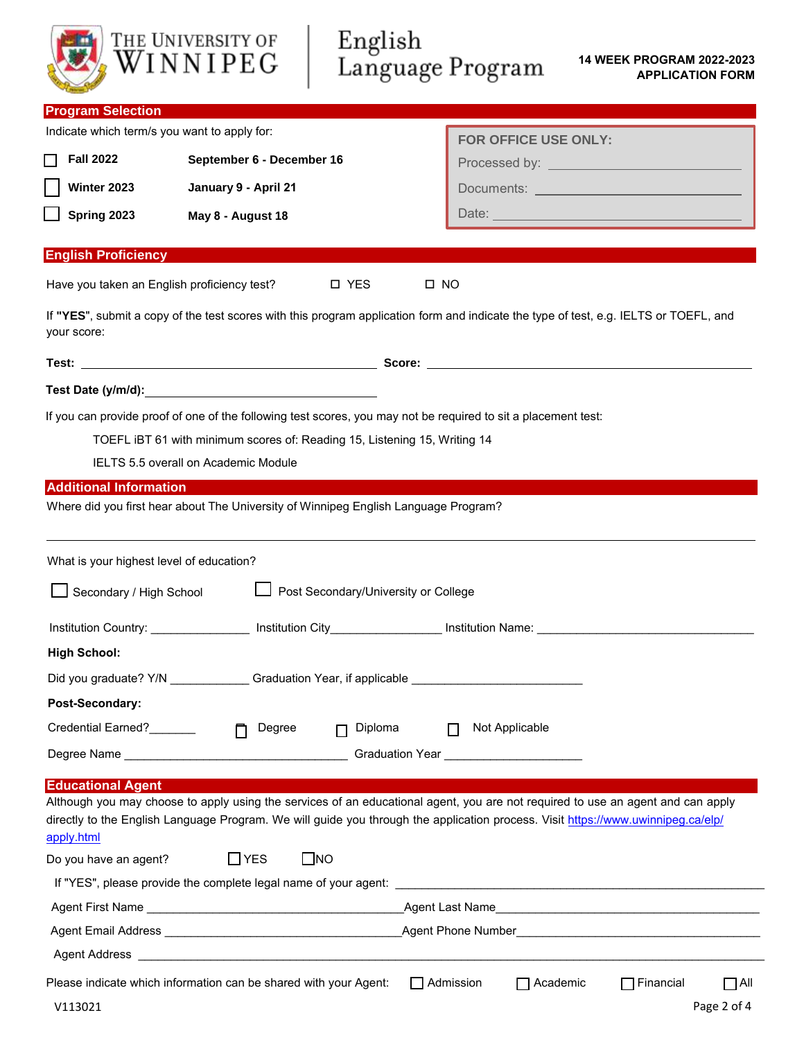The University of Winnipeg | English Language Program

**14 WEEK PROGRAM 2022-2023**
**APPLICATION FORM**

## Program Selection

Indicate which term/s you want to apply for:

- ☐ **Fall 2022** — **September 6 - December 16**
- ☐ **Winter 2023** — **January 9 - April 21**
- ☐ **Spring 2023** — **May 8 - August 18**

**FOR OFFICE USE ONLY:**

Processed by: ______________________

Documents: ______________________

Date: ______________________

## English Proficiency

Have you taken an English proficiency test? ☐ YES ☐ NO

If **"YES"**, submit a copy of the test scores with this program application form and indicate the type of test, e.g. IELTS or TOEFL, and your score:

**Test:** ______________________ **Score:** ______________________

**Test Date (y/m/d):** ______________________

If you can provide proof of one of the following test scores, you may not be required to sit a placement test:

TOEFL iBT 61 with minimum scores of: Reading 15, Listening 15, Writing 14

IELTS 5.5 overall on Academic Module

## Additional Information

Where did you first hear about The University of Winnipeg English Language Program?

______________________________________________

What is your highest level of education?

☐ Secondary / High School ☐ Post Secondary/University or College

Institution Country: _______________ Institution City_______________ Institution Name: ______________________

**High School:**

Did you graduate? Y/N ____________ Graduation Year, if applicable ______________________

**Post-Secondary:**

Credential Earned?_______ ☐ Degree ☐ Diploma ☐ Not Applicable

Degree Name ______________________ Graduation Year ______________________

## Educational Agent

Although you may choose to apply using the services of an educational agent, you are not required to use an agent and can apply directly to the English Language Program. We will guide you through the application process. Visit https://www.uwinnipeg.ca/elp/apply.html

Do you have an agent? ☐YES ☐NO

If "YES", please provide the complete legal name of your agent: ______________________

Agent First Name ______________________ Agent Last Name______________________

Agent Email Address ______________________ Agent Phone Number______________________

Agent Address ______________________

Please indicate which information can be shared with your Agent: ☐ Admission ☐ Academic ☐ Financial ☐ All

V113021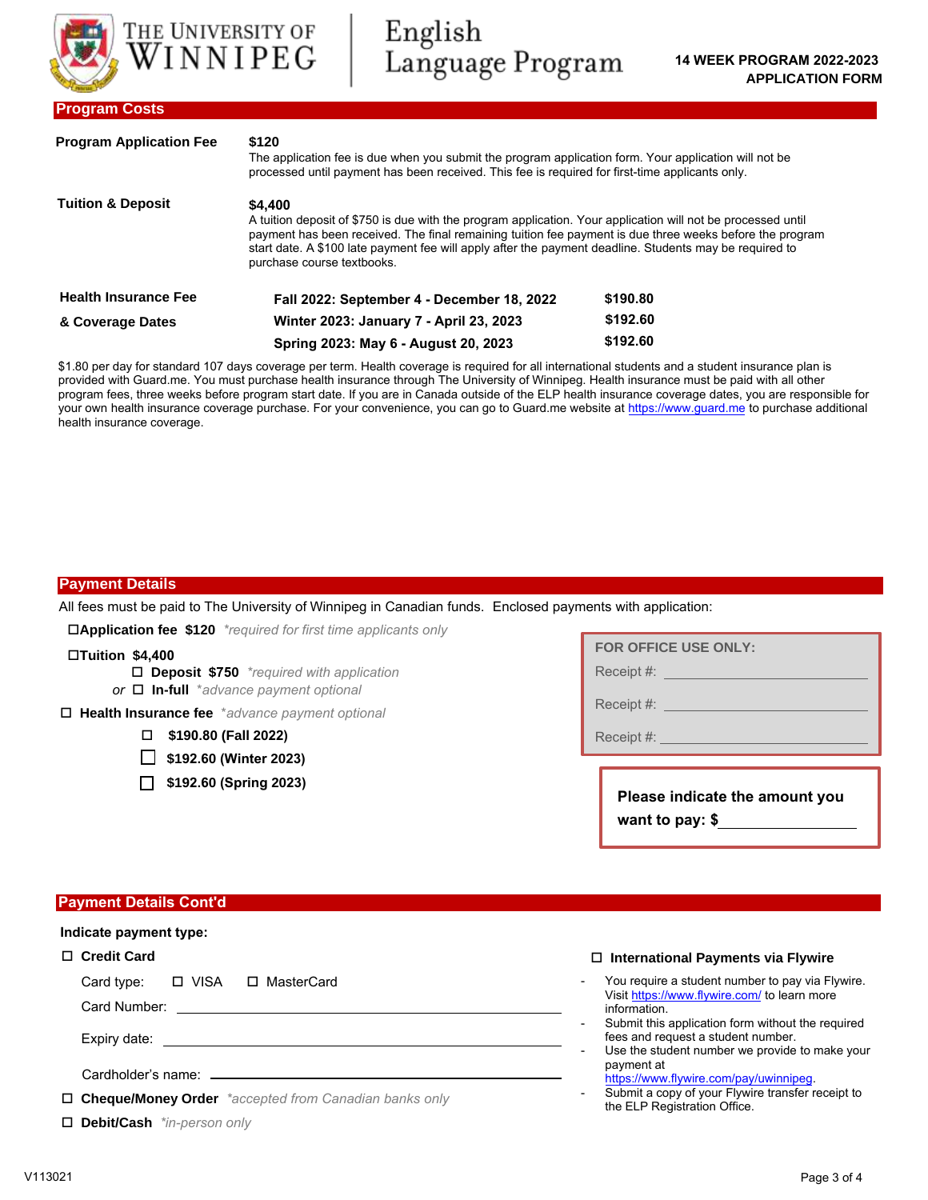THE UNIVERSITY OF WINNIPEG | English Language Program

**14 WEEK PROGRAM 2022-2023**
**APPLICATION FORM**

## Program Costs

**Program Application Fee**

**$120**
The application fee is due when you submit the program application form. Your application will not be processed until payment has been received. This fee is required for first-time applicants only.

**Tuition & Deposit**

**$4,400**
A tuition deposit of $750 is due with the program application. Your application will not be processed until payment has been received. The final remaining tuition fee payment is due three weeks before the program start date. A $100 late payment fee will apply after the payment deadline. Students may be required to purchase course textbooks.

**Health Insurance Fee & Coverage Dates**

| Term | Fee |
|---|---|
| **Fall 2022: September 4 - December 18, 2022** | **$190.80** |
| **Winter 2023: January 7 - April 23, 2023** | **$192.60** |
| **Spring 2023: May 6 - August 20, 2023** | **$192.60** |

$1.80 per day for standard 107 days coverage per term. Health coverage is required for all international students and a student insurance plan is provided with Guard.me. You must purchase health insurance through The University of Winnipeg. Health insurance must be paid with all other program fees, three weeks before program start date. If you are in Canada outside of the ELP health insurance coverage dates, you are responsible for your own health insurance coverage purchase. For your convenience, you can go to Guard.me website at https://www.guard.me to purchase additional health insurance coverage.

## Payment Details

All fees must be paid to The University of Winnipeg in Canadian funds. Enclosed payments with application:

- ☐ **Application fee $120** *\*required for first time applicants only*
- ☐ **Tuition $4,400**
  - ☐ **Deposit $750** *\*required with application*
  - *or* ☐ **In-full** *\*advance payment optional*
- ☐ **Health Insurance fee** *\*advance payment optional*
  - ☐ **$190.80 (Fall 2022)**
  - ☐ **$192.60 (Winter 2023)**
  - ☐ **$192.60 (Spring 2023)**

**FOR OFFICE USE ONLY:**
Receipt #: ____________
Receipt #: ____________
Receipt #: ____________

**Please indicate the amount you want to pay: $**____________

## Payment Details Cont'd

**Indicate payment type:**

☐ **Credit Card**

Card type: ☐ VISA ☐ MasterCard

Card Number: ____________

Expiry date: ____________

Cardholder's name: ____________

☐ **Cheque/Money Order** *\*accepted from Canadian banks only*

☐ **Debit/Cash** *\*in-person only*

☐ **International Payments via Flywire**

- You require a student number to pay via Flywire. Visit https://www.flywire.com/ to learn more information.
- Submit this application form without the required fees and request a student number.
- Use the student number we provide to make your payment at https://www.flywire.com/pay/uwinnipeg.
- Submit a copy of your Flywire transfer receipt to the ELP Registration Office.

V113021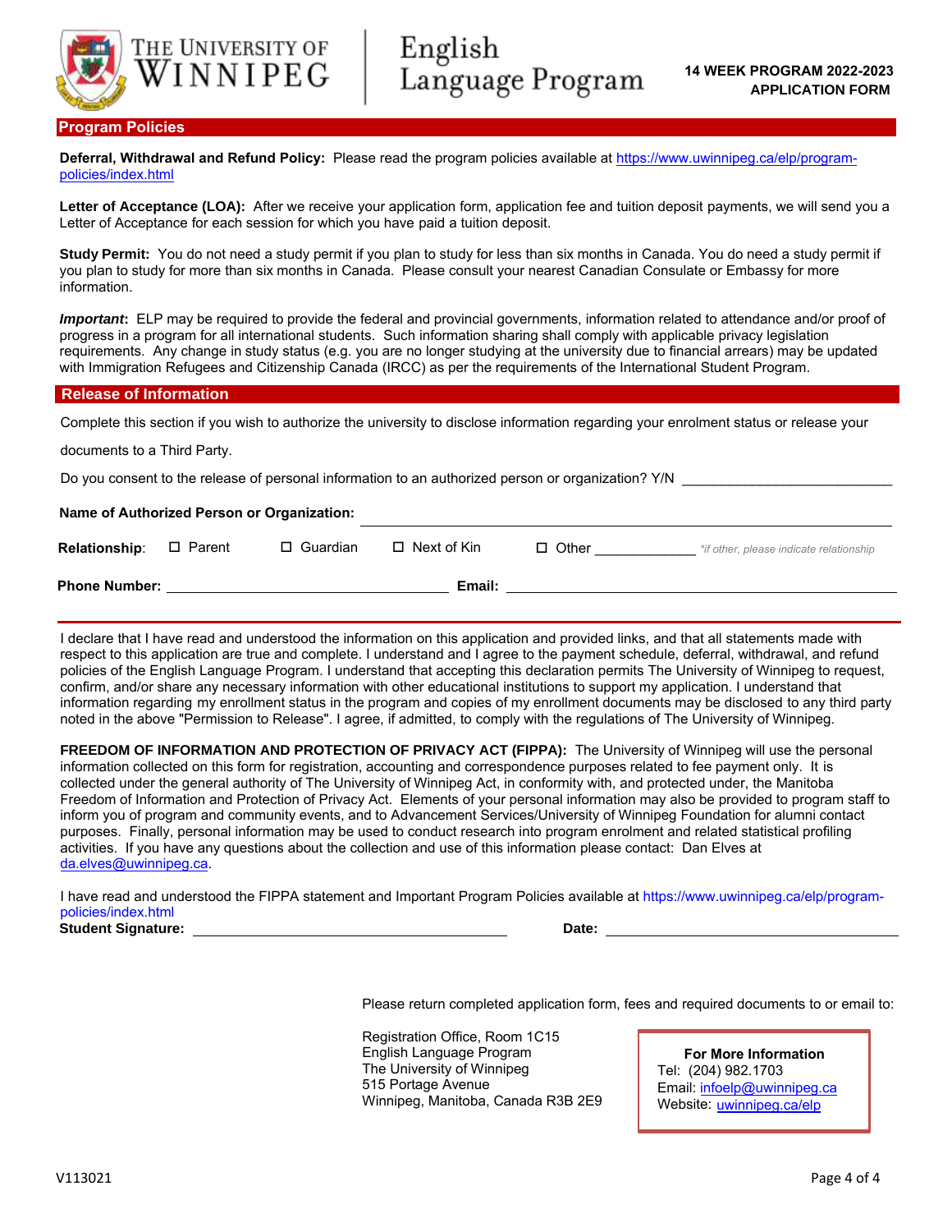## Program Policies

**Deferral, Withdrawal and Refund Policy:** Please read the program policies available at https://www.uwinnipeg.ca/elp/program-policies/index.html

**Letter of Acceptance (LOA):** After we receive your application form, application fee and tuition deposit payments, we will send you a Letter of Acceptance for each session for which you have paid a tuition deposit.

**Study Permit:** You do not need a study permit if you plan to study for less than six months in Canada. You do need a study permit if you plan to study for more than six months in Canada. Please consult your nearest Canadian Consulate or Embassy for more information.

***Important*:** ELP may be required to provide the federal and provincial governments, information related to attendance and/or proof of progress in a program for all international students. Such information sharing shall comply with applicable privacy legislation requirements. Any change in study status (e.g. you are no longer studying at the university due to financial arrears) may be updated with Immigration Refugees and Citizenship Canada (IRCC) as per the requirements of the International Student Program.

## Release of Information

Complete this section if you wish to authorize the university to disclose information regarding your enrolment status or release your documents to a Third Party.

Do you consent to the release of personal information to an authorized person or organization? Y/N ____________________________

**Name of Authorized Person or Organization:** ____________________________

**Relationship:** ☐ Parent ☐ Guardian ☐ Next of Kin ☐ Other _____________ *\*if other, please indicate relationship*

**Phone Number:** ____________________________ **Email:** ____________________________

---

I declare that I have read and understood the information on this application and provided links, and that all statements made with respect to this application are true and complete. I understand and I agree to the payment schedule, deferral, withdrawal, and refund policies of the English Language Program. I understand that accepting this declaration permits The University of Winnipeg to request, confirm, and/or share any necessary information with other educational institutions to support my application. I understand that information regarding my enrollment status in the program and copies of my enrollment documents may be disclosed to any third party noted in the above "Permission to Release". I agree, if admitted, to comply with the regulations of The University of Winnipeg.

**FREEDOM OF INFORMATION AND PROTECTION OF PRIVACY ACT (FIPPA):** The University of Winnipeg will use the personal information collected on this form for registration, accounting and correspondence purposes related to fee payment only. It is collected under the general authority of The University of Winnipeg Act, in conformity with, and protected under, the Manitoba Freedom of Information and Protection of Privacy Act. Elements of your personal information may also be provided to program staff to inform you of program and community events, and to Advancement Services/University of Winnipeg Foundation for alumni contact purposes. Finally, personal information may be used to conduct research into program enrolment and related statistical profiling activities. If you have any questions about the collection and use of this information please contact: Dan Elves at da.elves@uwinnipeg.ca.

I have read and understood the FIPPA statement and Important Program Policies available at https://www.uwinnipeg.ca/elp/program-policies/index.html

**Student Signature:** ____________________________ **Date:** ____________________________

Please return completed application form, fees and required documents to or email to:

Registration Office, Room 1C15
English Language Program
The University of Winnipeg
515 Portage Avenue
Winnipeg, Manitoba, Canada R3B 2E9

**For More Information**
Tel: (204) 982.1703
Email: infoelp@uwinnipeg.ca
Website: uwinnipeg.ca/elp

V113021